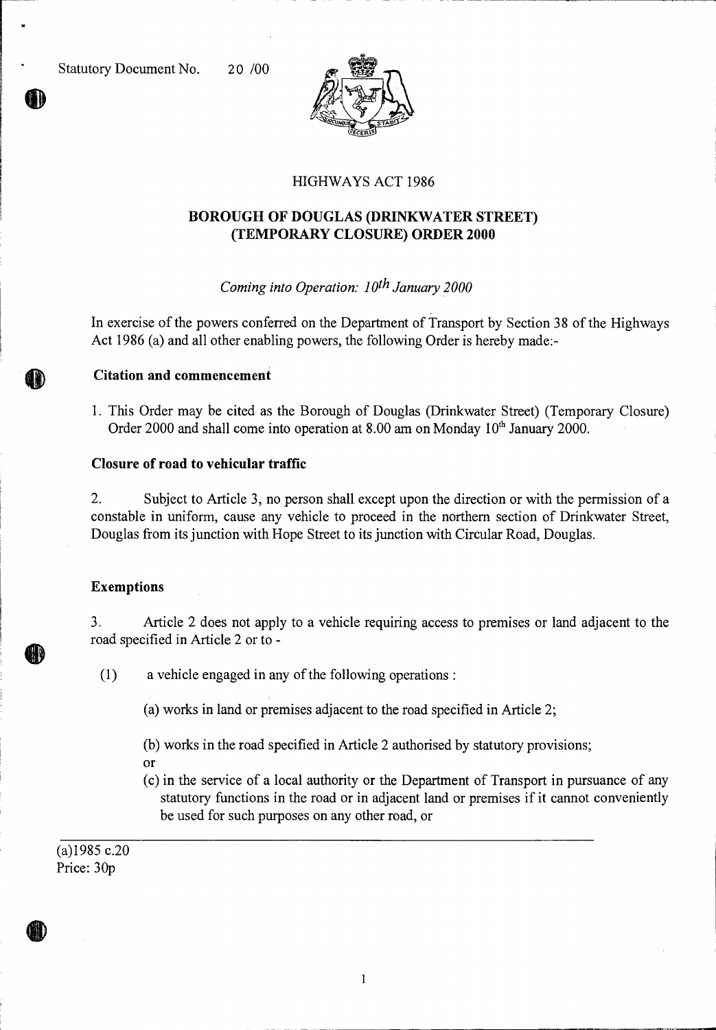Statutory Document No. 20 /00

HIGHWAYS ACT 1986

# BOROUGH OF DOUGLAS (DRINKWATER STREET) (TEMPORARY CLOSURE) ORDER 2000

*Coming into Operation: 10th January 2000*

In exercise of the powers conferred on the Department of Transport by Section 38 of the Highways Act 1986 (a) and all other enabling powers, the following Order is hereby made:-

### Citation and commencement

1. This Order may be cited as the Borough of Douglas (Drinkwater Street) (Temporary Closure) Order 2000 and shall come into operation at 8.00 am on Monday 10th January 2000.

### Closure of road to vehicular traffic

2. Subject to Article 3, no person shall except upon the direction or with the permission of a constable in uniform, cause any vehicle to proceed in the northern section of Drinkwater Street, Douglas from its junction with Hope Street to its junction with Circular Road, Douglas.

### Exemptions

3. Article 2 does not apply to a vehicle requiring access to premises or land adjacent to the road specified in Article 2 or to -

(1) a vehicle engaged in any of the following operations :

(a) works in land or premises adjacent to the road specified in Article 2;

(b) works in the road specified in Article 2 authorised by statutory provisions;

or

(c) in the service of a local authority or the Department of Transport in pursuance of any statutory functions in the road or in adjacent land or premises if it cannot conveniently be used for such purposes on any other road, or

(a)1985 c.20

Price: 30p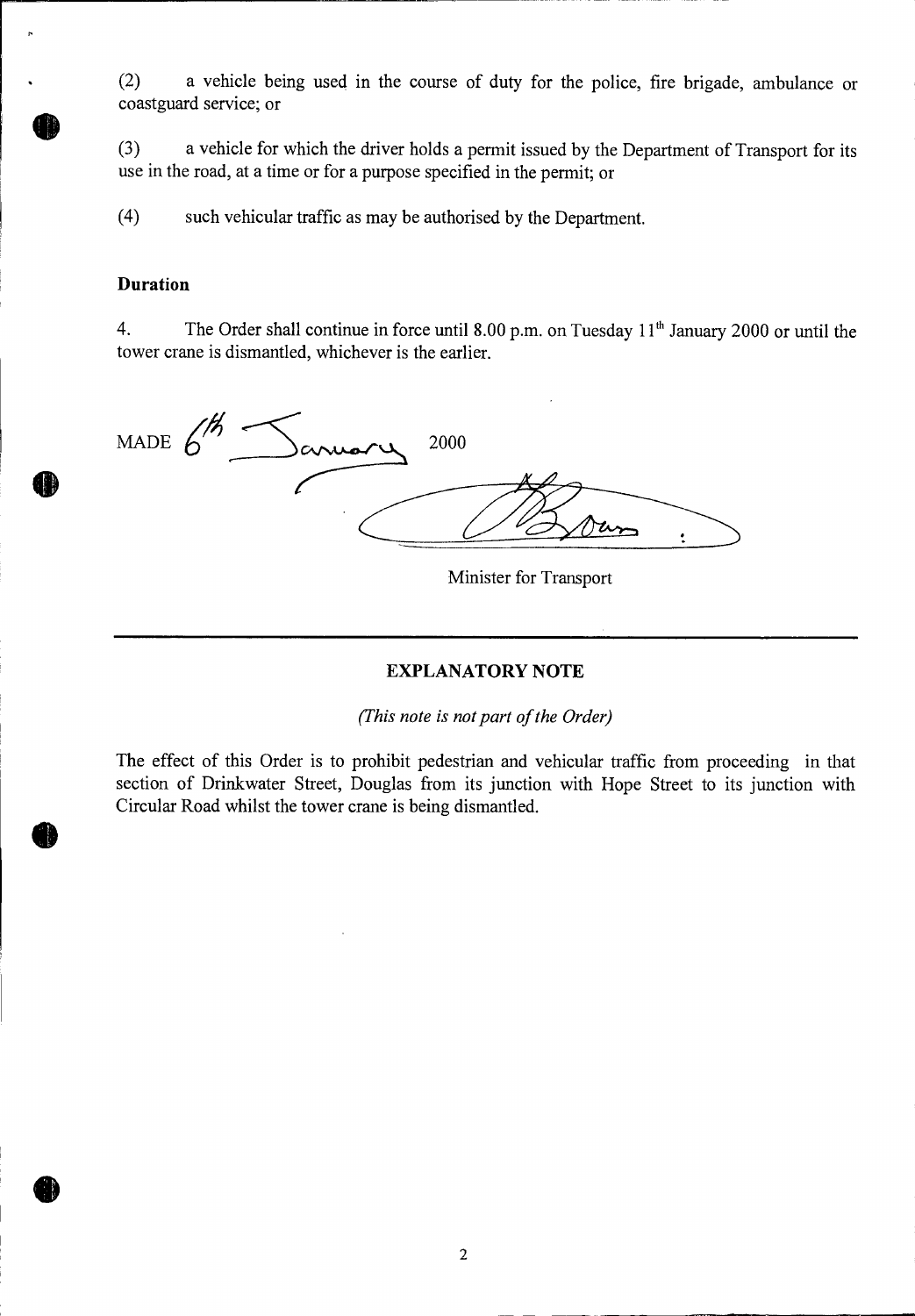(2) a vehicle being used in the course of duty for the police, fire brigade, ambulance or coastguard service; or

(3) a vehicle for which the driver holds a permit issued by the Department of Transport for its use in the road, at a time or for a purpose specified in the permit; or

(4) such vehicular traffic as may be authorised by the Department.

**Duration**

4. The Order shall continue in force until 8.00 p.m. on Tuesday 11th January 2000 or until the tower crane is dismantled, whichever is the earlier.

MADE 6th January 2000

Minister for Transport

---

**EXPLANATORY NOTE**

*(This note is not part of the Order)*

The effect of this Order is to prohibit pedestrian and vehicular traffic from proceeding in that section of Drinkwater Street, Douglas from its junction with Hope Street to its junction with Circular Road whilst the tower crane is being dismantled.